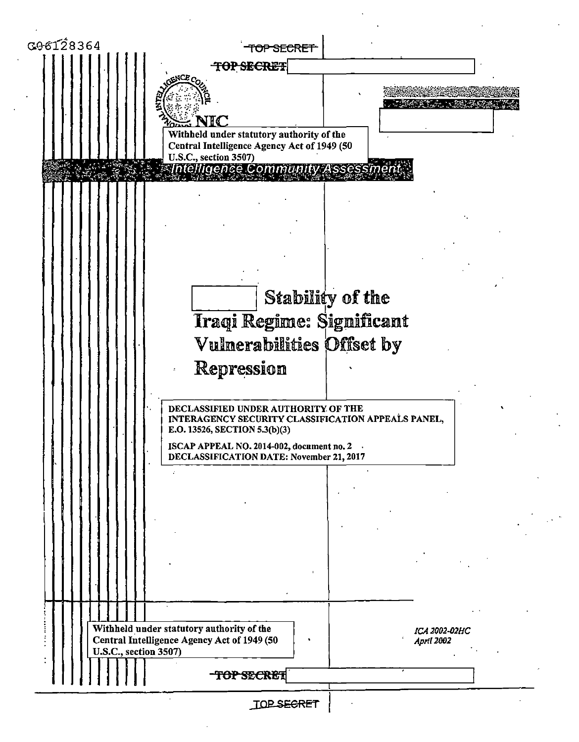C06128364

~~TOP SECRET~~

~~TOP SECRET~~

NIC

Withheld under statutory authority of the Central Intelligence Agency Act of 1949 (50 U.S.C., section 3507)

Intelligence Community Assessment

# Stability of the Iraqi Regime: Significant Vulnerabilities Offset by Repression

DECLASSIFIED UNDER AUTHORITY OF THE INTERAGENCY SECURITY CLASSIFICATION APPEALS PANEL, E.O. 13526, SECTION 5.3(b)(3)

ISCAP APPEAL NO. 2014-002, document no. 2
DECLASSIFICATION DATE: November 21, 2017

Withheld under statutory authority of the Central Intelligence Agency Act of 1949 (50 U.S.C., section 3507)

*ICA 2002-02HC*
*April 2002*

~~TOP SECRET~~

~~TOP SECRET~~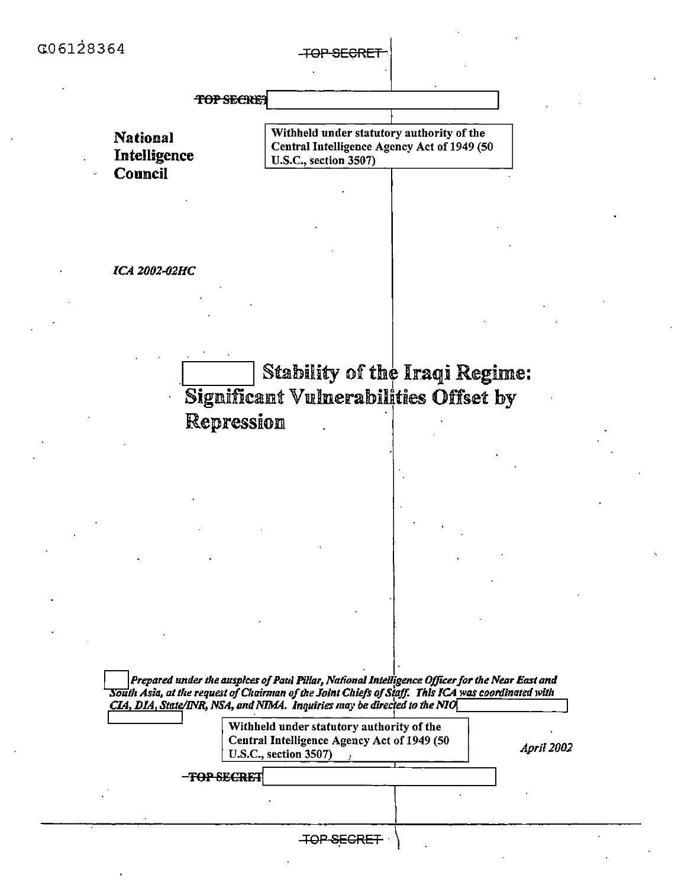TOP SECRET

**National Intelligence Council**

Withheld under statutory authority of the Central Intelligence Agency Act of 1949 (50 U.S.C., section 3507)

*ICA 2002-02HC*

# Stability of the Iraqi Regime: Significant Vulnerabilities Offset by Repression

*Prepared under the auspices of Paul Pillar, National Intelligence Officer for the Near East and South Asia, at the request of Chairman of the Joint Chiefs of Staff. This ICA was coordinated with CIA, DIA, State/INR, NSA, and NIMA. Inquiries may be directed to the NIO*

Withheld under statutory authority of the Central Intelligence Agency Act of 1949 (50 U.S.C., section 3507)

*April 2002*

TOP SECRET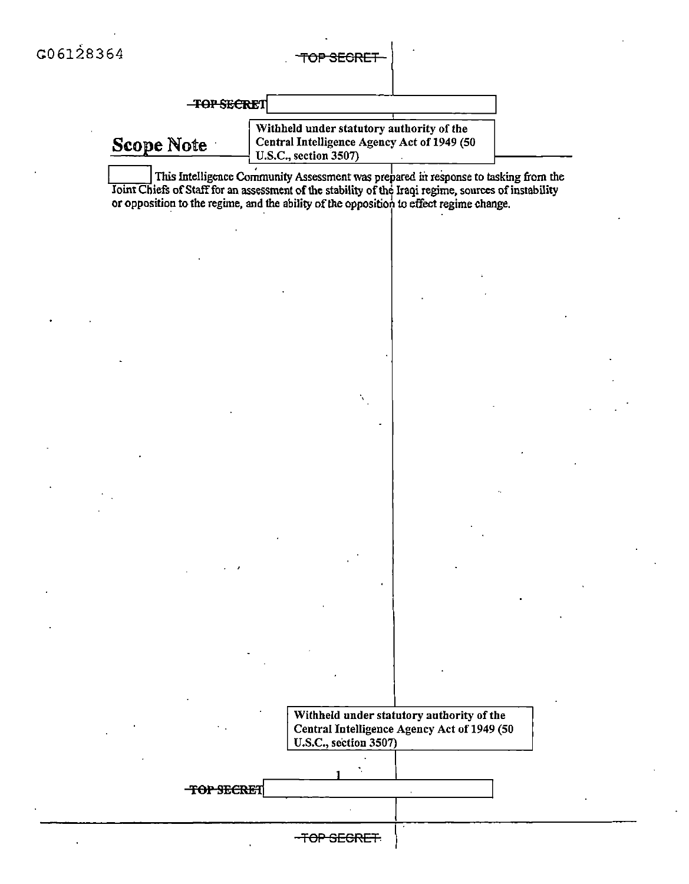G06128364

~~TOP SECRET~~

Withheld under statutory authority of the Central Intelligence Agency Act of 1949 (50 U.S.C., section 3507)

## Scope Note

This Intelligence Community Assessment was prepared in response to tasking from the Joint Chiefs of Staff for an assessment of the stability of the Iraqi regime, sources of instability or opposition to the regime, and the ability of the opposition to effect regime change.

Withheld under statutory authority of the Central Intelligence Agency Act of 1949 (50 U.S.C., section 3507)

~~TOP SECRET~~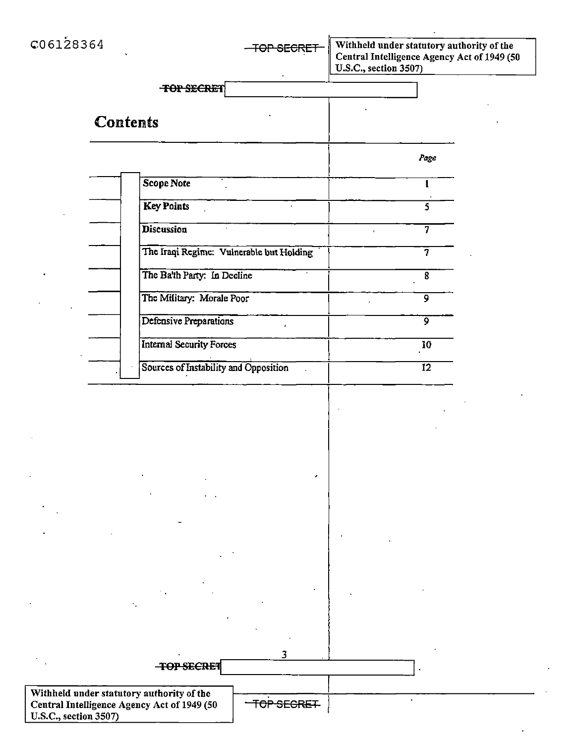# Contents

| | Page |
|---|---|
| Scope Note | 1 |
| Key Points | 5 |
| Discussion | 7 |
| The Iraqi Regime: Vulnerable but Holding | 7 |
| The Ba'th Party: In Decline | 8 |
| The Military: Morale Poor | 9 |
| Defensive Preparations | 9 |
| Internal Security Forces | 10 |
| Sources of Instability and Opposition | 12 |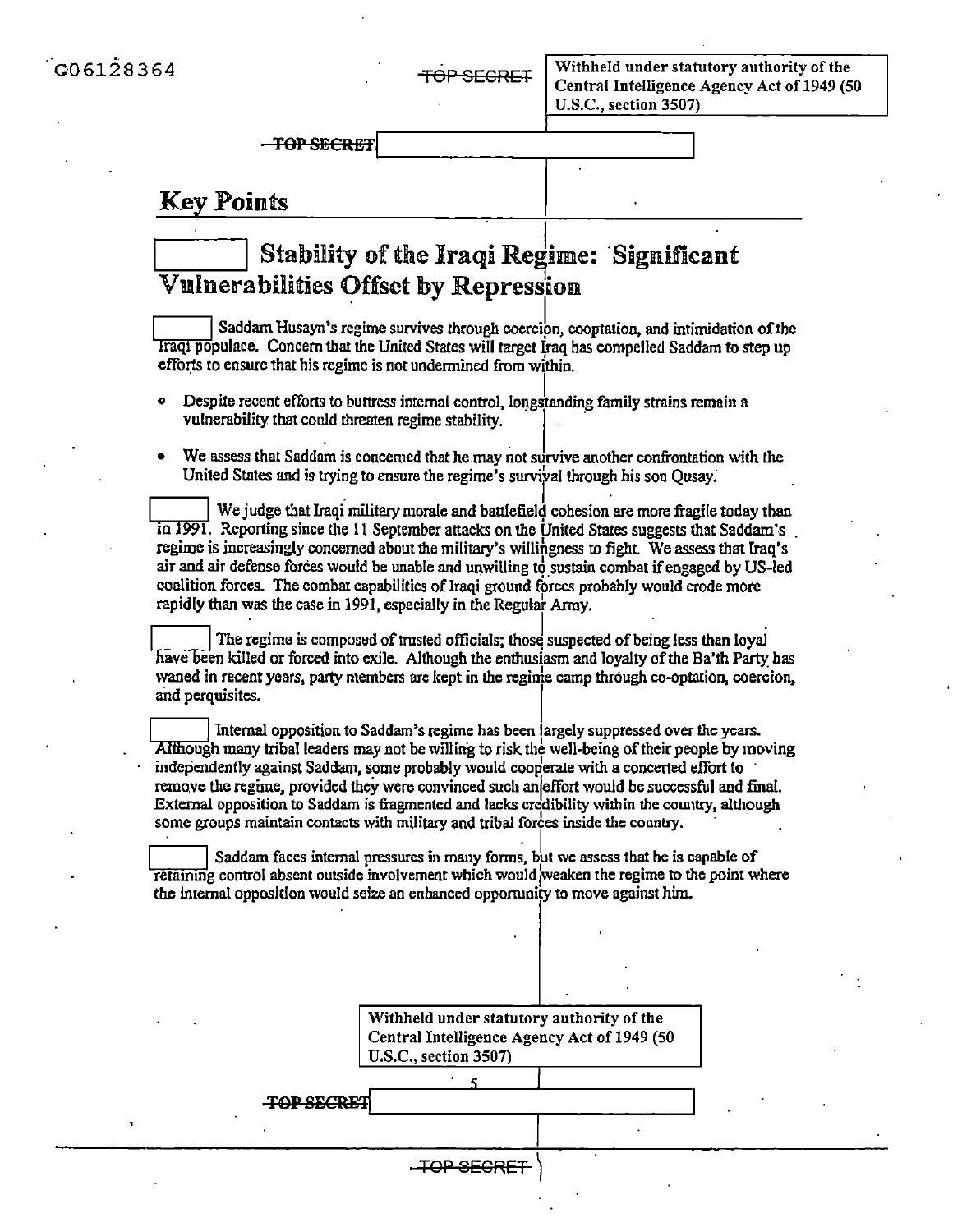## Key Points

# Stability of the Iraqi Regime: Significant Vulnerabilities Offset by Repression

Saddam Husayn's regime survives through coercion, cooptation, and intimidation of the Iraqi populace. Concern that the United States will target Iraq has compelled Saddam to step up efforts to ensure that his regime is not undermined from within.

- Despite recent efforts to buttress internal control, longstanding family strains remain a vulnerability that could threaten regime stability.
- We assess that Saddam is concerned that he may not survive another confrontation with the United States and is trying to ensure the regime's survival through his son Qusay.

We judge that Iraqi military morale and battlefield cohesion are more fragile today than in 1991. Reporting since the 11 September attacks on the United States suggests that Saddam's regime is increasingly concerned about the military's willingness to fight. We assess that Iraq's air and air defense forces would be unable and unwilling to sustain combat if engaged by US-led coalition forces. The combat capabilities of Iraqi ground forces probably would erode more rapidly than was the case in 1991, especially in the Regular Army.

The regime is composed of trusted officials; those suspected of being less than loyal have been killed or forced into exile. Although the enthusiasm and loyalty of the Ba'th Party has waned in recent years, party members are kept in the regime camp through co-optation, coercion, and perquisites.

Internal opposition to Saddam's regime has been largely suppressed over the years. Although many tribal leaders may not be willing to risk the well-being of their people by moving independently against Saddam, some probably would cooperate with a concerted effort to remove the regime, provided they were convinced such an effort would be successful and final. External opposition to Saddam is fragmented and lacks credibility within the country, although some groups maintain contacts with military and tribal forces inside the country.

Saddam faces internal pressures in many forms, but we assess that he is capable of retaining control absent outside involvement which would weaken the regime to the point where the internal opposition would seize an enhanced opportunity to move against him.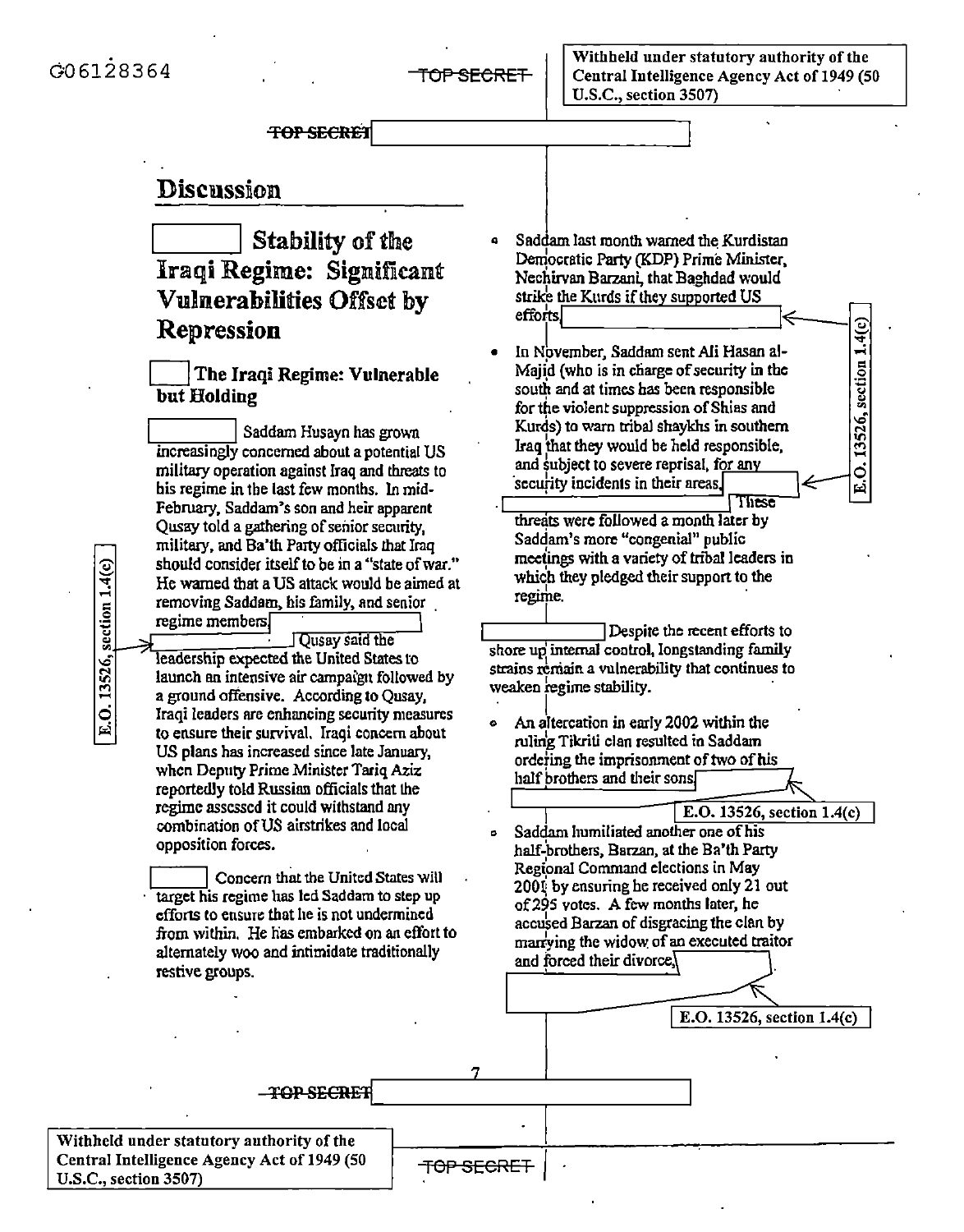Withheld under statutory authority of the Central Intelligence Agency Act of 1949 (50 U.S.C., section 3507)

# Discussion

## Stability of the Iraqi Regime: Significant Vulnerabilities Offset by Repression

### The Iraqi Regime: Vulnerable but Holding

Saddam Husayn has grown increasingly concerned about a potential US military operation against Iraq and threats to his regime in the last few months. In mid-February, Saddam's son and heir apparent Qusay told a gathering of senior security, military, and Ba'th Party officials that Iraq should consider itself to be in a "state of war." He warned that a US attack would be aimed at removing Saddam, his family, and senior regime members. Qusay said the leadership expected the United States to launch an intensive air campaign followed by a ground offensive. According to Qusay, Iraqi leaders are enhancing security measures to ensure their survival. Iraqi concern about US plans has increased since late January, when Deputy Prime Minister Tariq Aziz reportedly told Russian officials that the regime assessed it could withstand any combination of US airstrikes and local opposition forces.

E.O. 13526, section 1.4(c)

Concern that the United States will target his regime has led Saddam to step up efforts to ensure that he is not undermined from within. He has embarked on an effort to alternately woo and intimidate traditionally restive groups.

- Saddam last month warned the Kurdistan Democratic Party (KDP) Prime Minister, Nechirvan Barzani, that Baghdad would strike the Kurds if they supported US efforts.
- In November, Saddam sent Ali Hasan al-Majid (who is in charge of security in the south and at times has been responsible for the violent suppression of Shias and Kurds) to warn tribal shaykhs in southern Iraq that they would be held responsible, and subject to severe reprisal, for any security incidents in their areas. These threats were followed a month later by Saddam's more "congenial" public meetings with a variety of tribal leaders in which they pledged their support to the regime.

E.O. 13526, section 1.4(c)

Despite the recent efforts to shore up internal control, longstanding family strains remain a vulnerability that continues to weaken regime stability.

- An altercation in early 2002 within the ruling Tikriti clan resulted in Saddam ordering the imprisonment of two of his half brothers and their sons.

E.O. 13526, section 1.4(c)

- Saddam humiliated another one of his half-brothers, Barzan, at the Ba'th Party Regional Command elections in May 2001 by ensuring he received only 21 out of 295 votes. A few months later, he accused Barzan of disgracing the clan by marrying the widow of an executed traitor and forced their divorce.

E.O. 13526, section 1.4(c)

Withheld under statutory authority of the Central Intelligence Agency Act of 1949 (50 U.S.C., section 3507)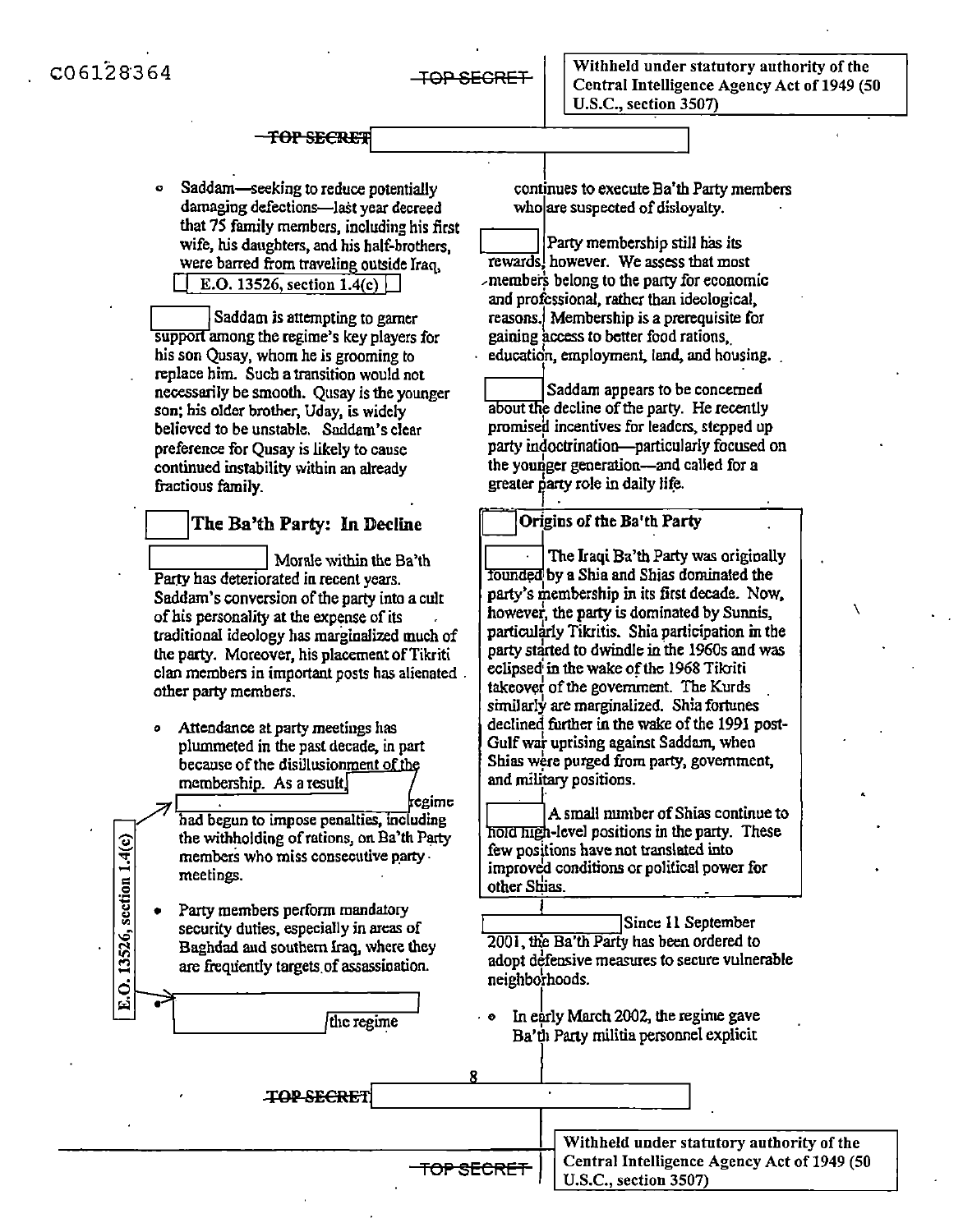- Saddam—seeking to reduce potentially damaging defections—last year decreed that 75 family members, including his first wife, his daughters, and his half-brothers, were barred from traveling outside Iraq, E.O. 13526, section 1.4(c)

Saddam is attempting to garner support among the regime's key players for his son Qusay, whom he is grooming to replace him. Such a transition would not necessarily be smooth. Qusay is the younger son; his older brother, Uday, is widely believed to be unstable. Saddam's clear preference for Qusay is likely to cause continued instability within an already fractious family.

## The Ba'th Party: In Decline

Morale within the Ba'th Party has deteriorated in recent years. Saddam's conversion of the party into a cult of his personality at the expense of its traditional ideology has marginalized much of the party. Moreover, his placement of Tikriti clan members in important posts has alienated other party members.

- Attendance at party meetings has plummeted in the past decade, in part because of the disillusionment of the membership. As a result, regime had begun to impose penalties, including the withholding of rations, on Ba'th Party members who miss consecutive party meetings.
- Party members perform mandatory security duties, especially in areas of Baghdad and southern Iraq, where they are frequently targets of assassination.
- the regime continues to execute Ba'th Party members who are suspected of disloyalty.

E.O. 13526, section 1.4(c)

Party membership still has its rewards, however. We assess that most members belong to the party for economic and professional, rather than ideological, reasons. Membership is a prerequisite for gaining access to better food rations, education, employment, land, and housing.

Saddam appears to be concerned about the decline of the party. He recently promised incentives for leaders, stepped up party indoctrination—particularly focused on the younger generation—and called for a greater party role in daily life.

### Origins of the Ba'th Party

The Iraqi Ba'th Party was originally founded by a Shia and Shias dominated the party's membership in its first decade. Now, however, the party is dominated by Sunnis, particularly Tikritis. Shia participation in the party started to dwindle in the 1960s and was eclipsed in the wake of the 1968 Tikriti takeover of the government. The Kurds similarly are marginalized. Shia fortunes declined further in the wake of the 1991 post-Gulf war uprising against Saddam, when Shias were purged from party, government, and military positions.

A small number of Shias continue to hold high-level positions in the party. These few positions have not translated into improved conditions or political power for other Shias.

Since 11 September 2001, the Ba'th Party has been ordered to adopt defensive measures to secure vulnerable neighborhoods.

- In early March 2002, the regime gave Ba'th Party militia personnel explicit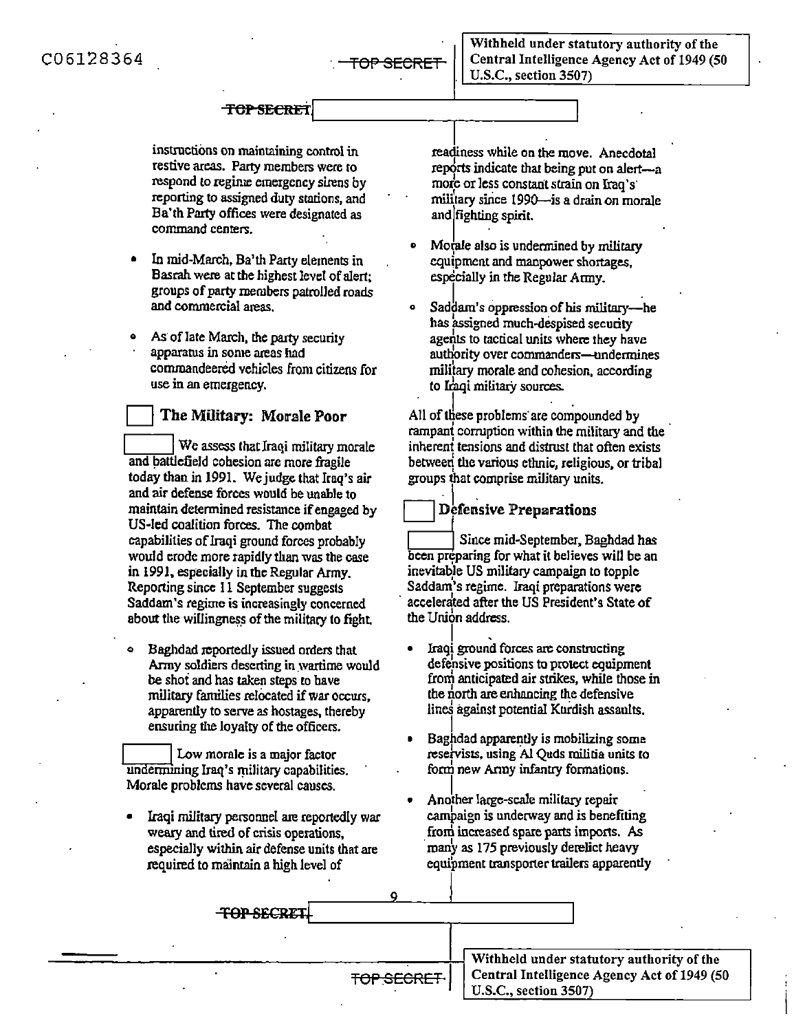instructions on maintaining control in restive areas. Party members were to respond to regime emergency sirens by reporting to assigned duty stations, and Ba'th Party offices were designated as command centers.

- In mid-March, Ba'th Party elements in Basrah were at the highest level of alert; groups of party members patrolled roads and commercial areas.

- As of late March, the party security apparatus in some areas had commandeered vehicles from citizens for use in an emergency.

## The Military: Morale Poor

We assess that Iraqi military morale and battlefield cohesion are more fragile today than in 1991. We judge that Iraq's air and air defense forces would be unable to maintain determined resistance if engaged by US-led coalition forces. The combat capabilities of Iraqi ground forces probably would erode more rapidly than was the case in 1991, especially in the Regular Army. Reporting since 11 September suggests Saddam's regime is increasingly concerned about the willingness of the military to fight.

- Baghdad reportedly issued orders that Army soldiers deserting in wartime would be shot and has taken steps to have military families relocated if war occurs, apparently to serve as hostages, thereby ensuring the loyalty of the officers.

Low morale is a major factor undermining Iraq's military capabilities. Morale problems have several causes.

- Iraqi military personnel are reportedly war weary and tired of crisis operations, especially within air defense units that are required to maintain a high level of readiness while on the move. Anecdotal reports indicate that being put on alert—a more or less constant strain on Iraq's military since 1990—is a drain on morale and fighting spirit.

- Morale also is undermined by military equipment and manpower shortages, especially in the Regular Army.

- Saddam's oppression of his military—he has assigned much-despised security agents to tactical units where they have authority over commanders—undermines military morale and cohesion, according to Iraqi military sources.

All of these problems are compounded by rampant corruption within the military and the inherent tensions and distrust that often exists between the various ethnic, religious, or tribal groups that comprise military units.

## Defensive Preparations

Since mid-September, Baghdad has been preparing for what it believes will be an inevitable US military campaign to topple Saddam's regime. Iraqi preparations were accelerated after the US President's State of the Union address.

- Iraqi ground forces are constructing defensive positions to protect equipment from anticipated air strikes, while those in the north are enhancing the defensive lines against potential Kurdish assaults.

- Baghdad apparently is mobilizing some reservists, using Al Quds militia units to form new Army infantry formations.

- Another large-scale military repair campaign is underway and is benefiting from increased spare parts imports. As many as 175 previously derelict heavy equipment transporter trailers apparently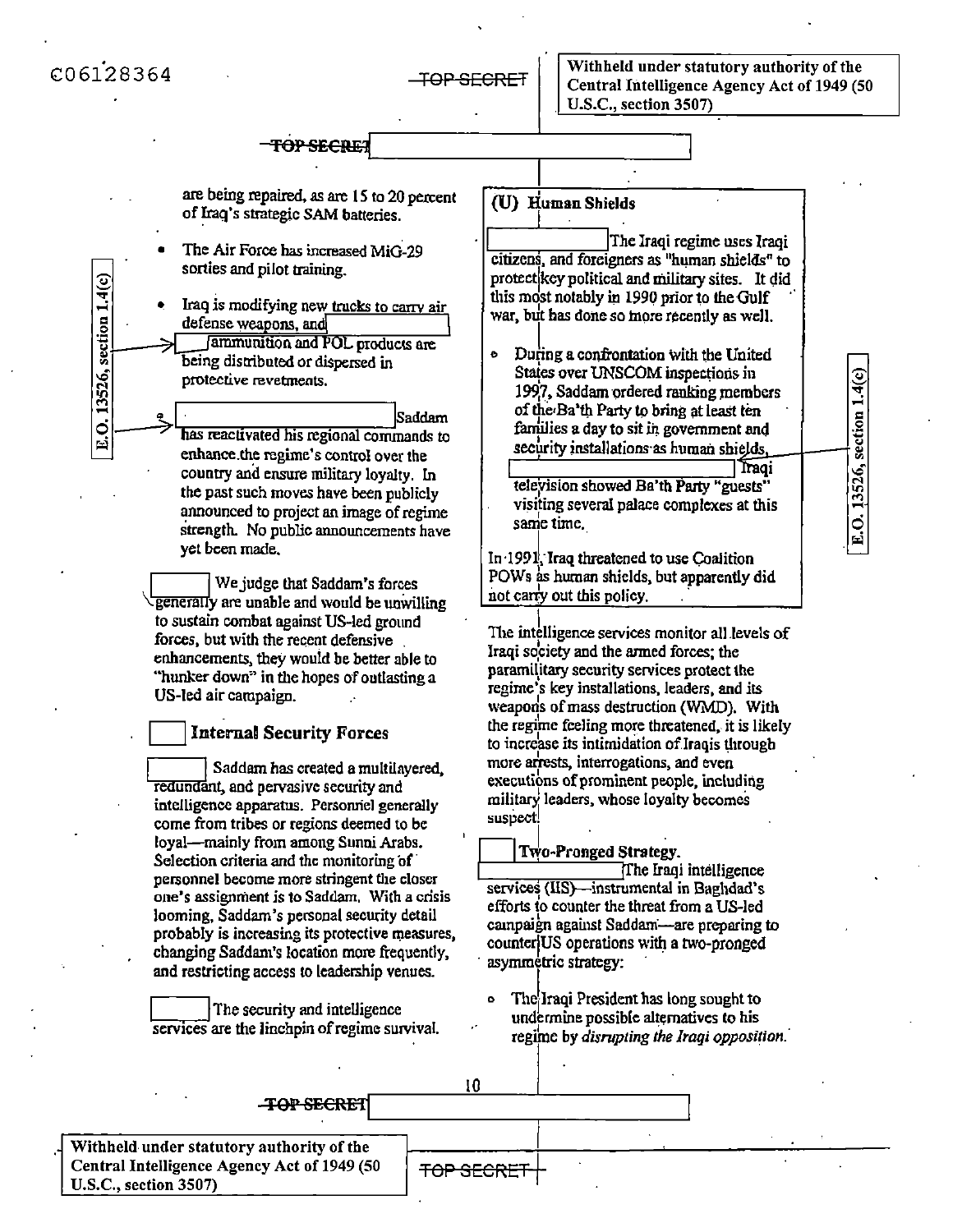C06128364

TOP SECRET

Withheld under statutory authority of the Central Intelligence Agency Act of 1949 (50 U.S.C., section 3507)

TOP SECRET

are being repaired, as are 15 to 20 percent of Iraq's strategic SAM batteries.

- The Air Force has increased MiG-29 sorties and pilot training.
- Iraq is modifying new trucks to carry air defense weapons, and ammunition and POL products are being distributed or dispersed in protective revetments.
- Saddam has reactivated his regional commands to enhance the regime's control over the country and ensure military loyalty. In the past such moves have been publicly announced to project an image of regime strength. No public announcements have yet been made.

E.O. 13526, section 1.4(c)

We judge that Saddam's forces generally are unable and would be unwilling to sustain combat against US-led ground forces, but with the recent defensive enhancements, they would be better able to "hunker down" in the hopes of outlasting a US-led air campaign.

### Internal Security Forces

Saddam has created a multilayered, redundant, and pervasive security and intelligence apparatus. Personnel generally come from tribes or regions deemed to be loyal—mainly from among Sunni Arabs. Selection criteria and the monitoring of personnel become more stringent the closer one's assignment is to Saddam. With a crisis looming, Saddam's personal security detail probably is increasing its protective measures, changing Saddam's location more frequently, and restricting access to leadership venues.

The security and intelligence services are the linchpin of regime survival.

### (U) Human Shields

The Iraqi regime uses Iraqi citizens, and foreigners as "human shields" to protect key political and military sites. It did this most notably in 1990 prior to the Gulf war, but has done so more recently as well.

- During a confrontation with the United States over UNSCOM inspections in 1997, Saddam ordered ranking members of the Ba'th Party to bring at least ten families a day to sit in government and security installations as human shields. Iraqi television showed Ba'th Party "guests" visiting several palace complexes at this same time.

E.O. 13526, section 1.4(c)

In 1991, Iraq threatened to use Coalition POWs as human shields, but apparently did not carry out this policy.

The intelligence services monitor all levels of Iraqi society and the armed forces; the paramilitary security services protect the regime's key installations, leaders, and its weapons of mass destruction (WMD). With the regime feeling more threatened, it is likely to increase its intimidation of Iraqis through more arrests, interrogations, and even executions of prominent people, including military leaders, whose loyalty becomes suspect.

**Two-Pronged Strategy.** The Iraqi intelligence services (IIS)—instrumental in Baghdad's efforts to counter the threat from a US-led campaign against Saddam—are preparing to counter US operations with a two-pronged asymmetric strategy:

- The Iraqi President has long sought to undermine possible alternatives to his regime by *disrupting the Iraqi opposition.*

TOP SECRET

Withheld under statutory authority of the Central Intelligence Agency Act of 1949 (50 U.S.C., section 3507)

TOP SECRET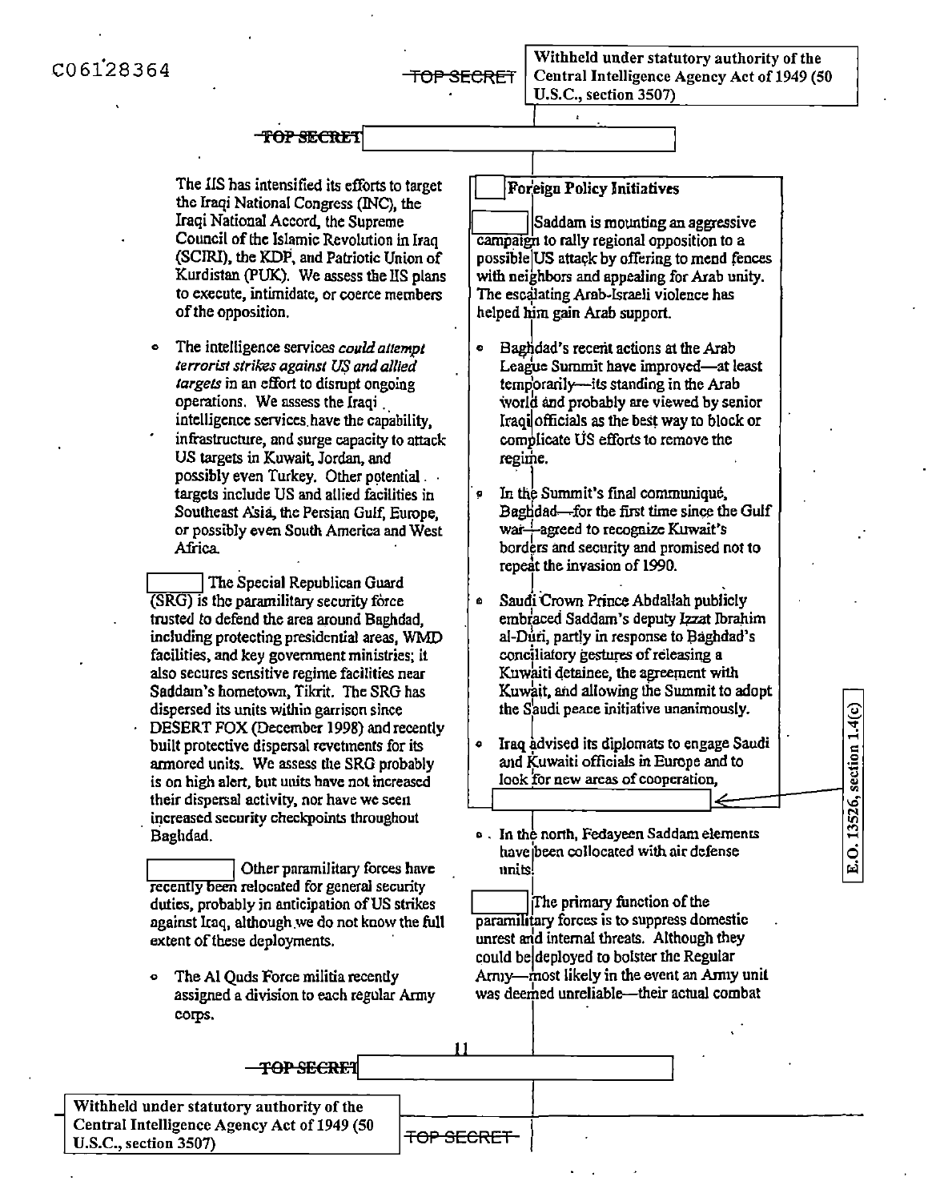C06128364

TOP SECRET

Withheld under statutory authority of the Central Intelligence Agency Act of 1949 (50 U.S.C., section 3507)

TOP SECRET

The IIS has intensified its efforts to target the Iraqi National Congress (INC), the Iraqi National Accord, the Supreme Council of the Islamic Revolution in Iraq (SCIRI), the KDP, and Patriotic Union of Kurdistan (PUK). We assess the IIS plans to execute, intimidate, or coerce members of the opposition.

- The intelligence services *could attempt terrorist strikes against US and allied targets* in an effort to disrupt ongoing operations. We assess the Iraqi intelligence services have the capability, infrastructure, and surge capacity to attack US targets in Kuwait, Jordan, and possibly even Turkey. Other potential targets include US and allied facilities in Southeast Asia, the Persian Gulf, Europe, or possibly even South America and West Africa.

The Special Republican Guard (SRG) is the paramilitary security force trusted to defend the area around Baghdad, including protecting presidential areas, WMD facilities, and key government ministries; it also secures sensitive regime facilities near Saddam's hometown, Tikrit. The SRG has dispersed its units within garrison since DESERT FOX (December 1998) and recently built protective dispersal revetments for its armored units. We assess the SRG probably is on high alert, but units have not increased their dispersal activity, nor have we seen increased security checkpoints throughout Baghdad.

Other paramilitary forces have recently been relocated for general security duties, probably in anticipation of US strikes against Iraq, although we do not know the full extent of these deployments.

- The Al Quds Force militia recently assigned a division to each regular Army corps.

**Foreign Policy Initiatives**

Saddam is mounting an aggressive campaign to rally regional opposition to a possible US attack by offering to mend fences with neighbors and appealing for Arab unity. The escalating Arab-Israeli violence has helped him gain Arab support.

- Baghdad's recent actions at the Arab League Summit have improved—at least temporarily—its standing in the Arab world and probably are viewed by senior Iraqi officials as the best way to block or complicate US efforts to remove the regime.

- In the Summit's final communiqué, Baghdad—for the first time since the Gulf war—agreed to recognize Kuwait's borders and security and promised not to repeat the invasion of 1990.

- Saudi Crown Prince Abdallah publicly embraced Saddam's deputy Izzat Ibrahim al-Duri, partly in response to Baghdad's conciliatory gestures of releasing a Kuwaiti detainee, the agreement with Kuwait, and allowing the Summit to adopt the Saudi peace initiative unanimously.

- Iraq advised its diplomats to engage Saudi and Kuwaiti officials in Europe and to look for new areas of cooperation,

E.O. 13526, section 1.4(c)

- In the north, Fedayeen Saddam elements have been collocated with air defense units.

The primary function of the paramilitary forces is to suppress domestic unrest and internal threats. Although they could be deployed to bolster the Regular Army—most likely in the event an Army unit was deemed unreliable—their actual combat

TOP SECRET

Withheld under statutory authority of the Central Intelligence Agency Act of 1949 (50 U.S.C., section 3507)

TOP SECRET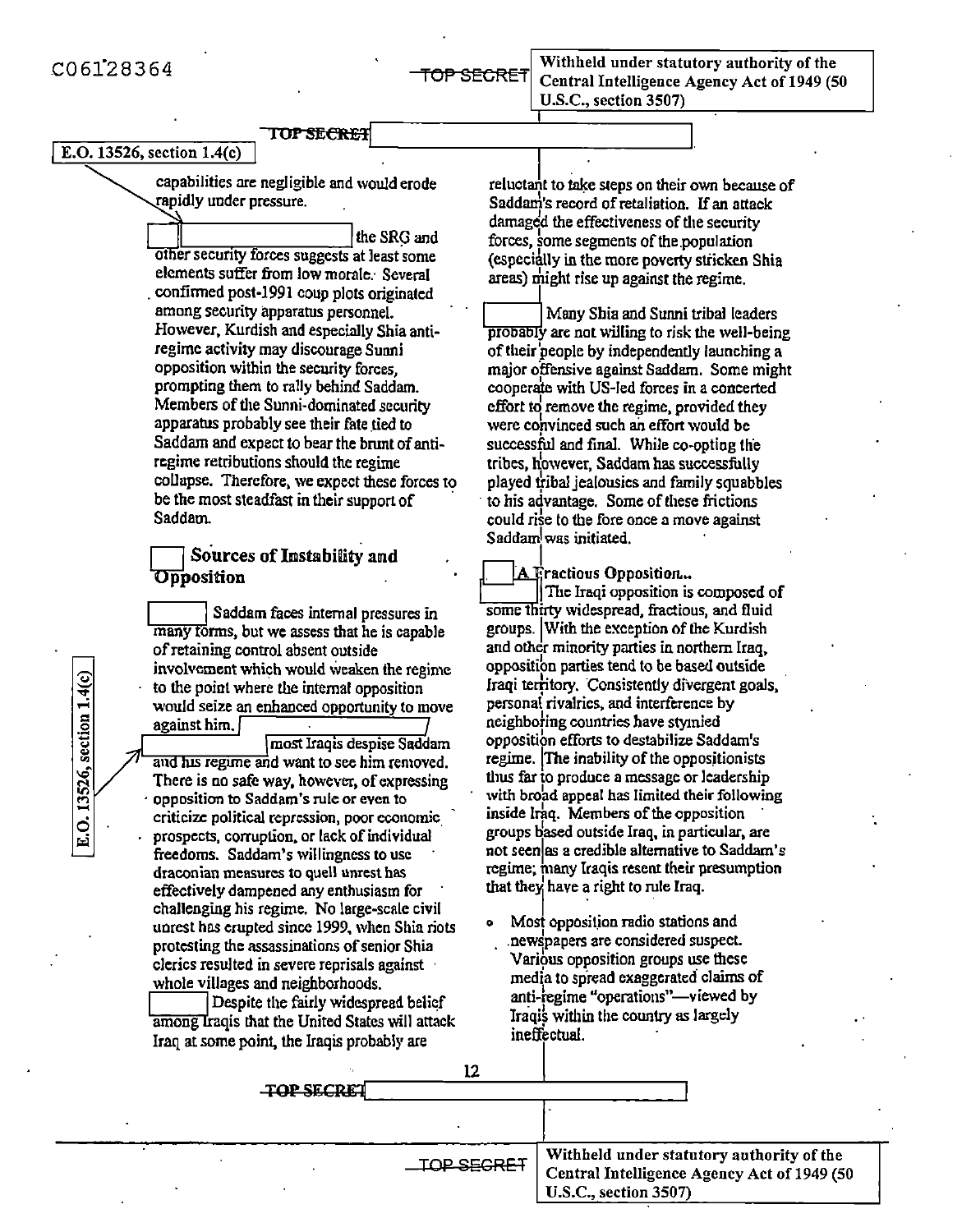capabilities are negligible and would erode rapidly under pressure.

the SRG and other security forces suggests at least some elements suffer from low morale. Several confirmed post-1991 coup plots originated among security apparatus personnel. However, Kurdish and especially Shia anti-regime activity may discourage Sunni opposition within the security forces, prompting them to rally behind Saddam. Members of the Sunni-dominated security apparatus probably see their fate tied to Saddam and expect to bear the brunt of anti-regime retributions should the regime collapse. Therefore, we expect these forces to be the most steadfast in their support of Saddam.

## Sources of Instability and Opposition

Saddam faces internal pressures in many forms, but we assess that he is capable of retaining control absent outside involvement which would weaken the regime to the point where the internal opposition would seize an enhanced opportunity to move against him. most Iraqis despise Saddam and his regime and want to see him removed. There is no safe way, however, of expressing opposition to Saddam's rule or even to criticize political repression, poor economic prospects, corruption, or lack of individual freedoms. Saddam's willingness to use draconian measures to quell unrest has effectively dampened any enthusiasm for challenging his regime. No large-scale civil unrest has erupted since 1999, when Shia riots protesting the assassinations of senior Shia clerics resulted in severe reprisals against whole villages and neighborhoods.

Despite the fairly widespread belief among Iraqis that the United States will attack Iraq at some point, the Iraqis probably are reluctant to take steps on their own because of Saddam's record of retaliation. If an attack damaged the effectiveness of the security forces, some segments of the population (especially in the more poverty stricken Shia areas) might rise up against the regime.

Many Shia and Sunni tribal leaders probably are not willing to risk the well-being of their people by independently launching a major offensive against Saddam. Some might cooperate with US-led forces in a concerted effort to remove the regime, provided they were convinced such an effort would be successful and final. While co-opting the tribes, however, Saddam has successfully played tribal jealousies and family squabbles to his advantage. Some of these frictions could rise to the fore once a move against Saddam was initiated.

### A Fractious Opposition...

The Iraqi opposition is composed of some thirty widespread, fractious, and fluid groups. With the exception of the Kurdish and other minority parties in northern Iraq, opposition parties tend to be based outside Iraqi territory. Consistently divergent goals, personal rivalries, and interference by neighboring countries have stymied opposition efforts to destabilize Saddam's regime. The inability of the oppositionists thus far to produce a message or leadership with broad appeal has limited their following inside Iraq. Members of the opposition groups based outside Iraq, in particular, are not seen as a credible alternative to Saddam's regime; many Iraqis resent their presumption that they have a right to rule Iraq.

- Most opposition radio stations and newspapers are considered suspect. Various opposition groups use these media to spread exaggerated claims of anti-regime "operations"—viewed by Iraqis within the country as largely ineffectual.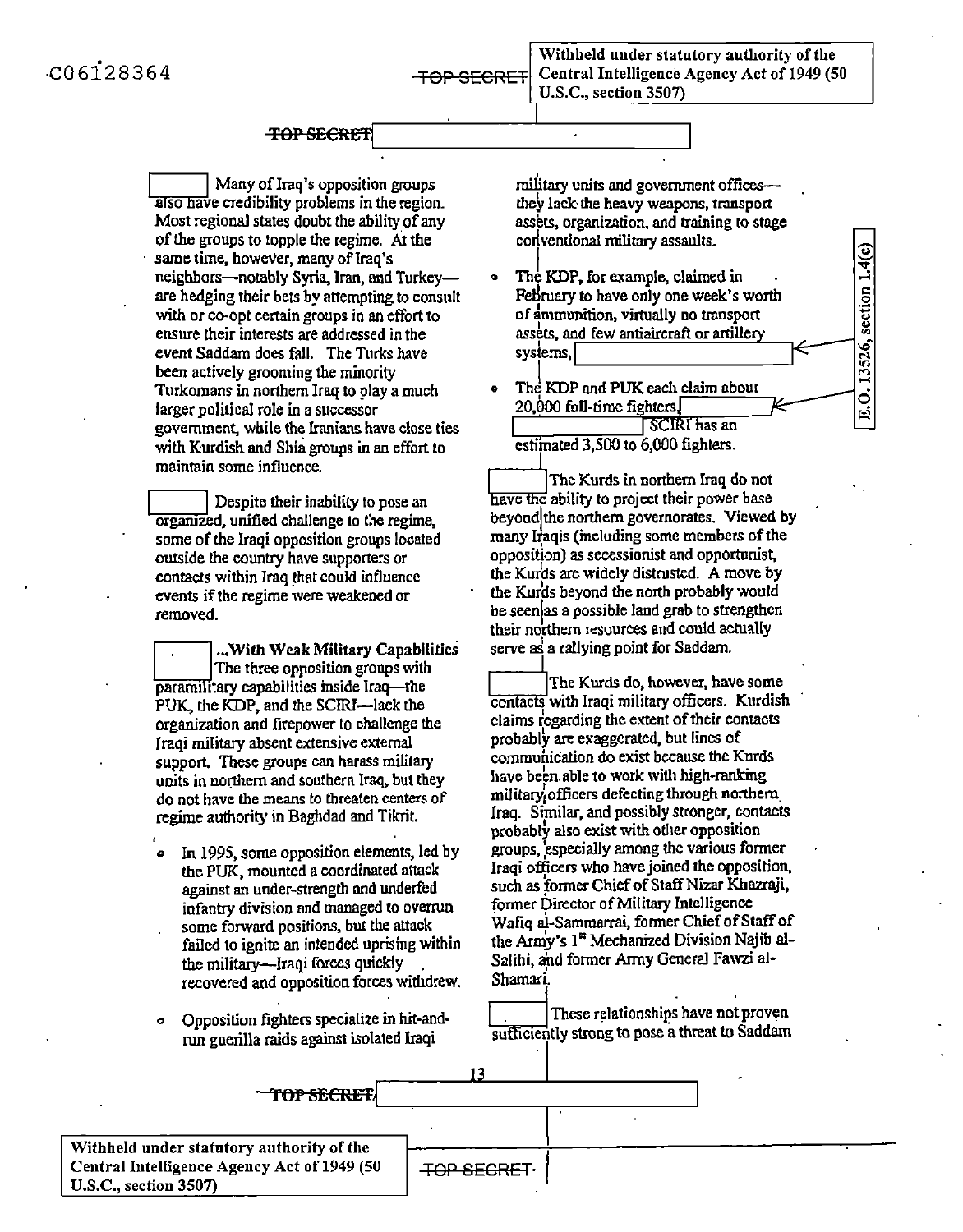Many of Iraq's opposition groups also have credibility problems in the region. Most regional states doubt the ability of any of the groups to topple the regime. At the same time, however, many of Iraq's neighbors—notably Syria, Iran, and Turkey—are hedging their bets by attempting to consult with or co-opt certain groups in an effort to ensure their interests are addressed in the event Saddam does fall. The Turks have been actively grooming the minority Turkomans in northern Iraq to play a much larger political role in a successor government, while the Iranians have close ties with Kurdish and Shia groups in an effort to maintain some influence.

Despite their inability to pose an organized, unified challenge to the regime, some of the Iraqi opposition groups located outside the country have supporters or contacts within Iraq that could influence events if the regime were weakened or removed.

**...With Weak Military Capabilities** The three opposition groups with paramilitary capabilities inside Iraq—the PUK, the KDP, and the SCIRI—lack the organization and firepower to challenge the Iraqi military absent extensive external support. These groups can harass military units in northern and southern Iraq, but they do not have the means to threaten centers of regime authority in Baghdad and Tikrit.

- In 1995, some opposition elements, led by the PUK, mounted a coordinated attack against an under-strength and underfed infantry division and managed to overrun some forward positions, but the attack failed to ignite an intended uprising within the military—Iraqi forces quickly recovered and opposition forces withdrew.
- Opposition fighters specialize in hit-and-run guerilla raids against isolated Iraqi military units and government offices—they lack the heavy weapons, transport assets, organization, and training to stage conventional military assaults.
- The KDP, for example, claimed in February to have only one week's worth of ammunition, virtually no transport assets, and few antiaircraft or artillery systems,
- The KDP and PUK each claim about 20,000 full-time fighters. SCIRI has an estimated 3,500 to 6,000 fighters.

The Kurds in northern Iraq do not have the ability to project their power base beyond the northern governorates. Viewed by many Iraqis (including some members of the opposition) as secessionist and opportunist, the Kurds are widely distrusted. A move by the Kurds beyond the north probably would be seen as a possible land grab to strengthen their northern resources and could actually serve as a rallying point for Saddam.

The Kurds do, however, have some contacts with Iraqi military officers. Kurdish claims regarding the extent of their contacts probably are exaggerated, but lines of communication do exist because the Kurds have been able to work with high-ranking military officers defecting through northern Iraq. Similar, and possibly stronger, contacts probably also exist with other opposition groups, especially among the various former Iraqi officers who have joined the opposition, such as former Chief of Staff Nizar Khazraji, former Director of Military Intelligence Wafiq al-Sammarrai, former Chief of Staff of the Army's 1st Mechanized Division Najib al-Salihi, and former Army General Fawzi al-Shamari.

These relationships have not proven sufficiently strong to pose a threat to Saddam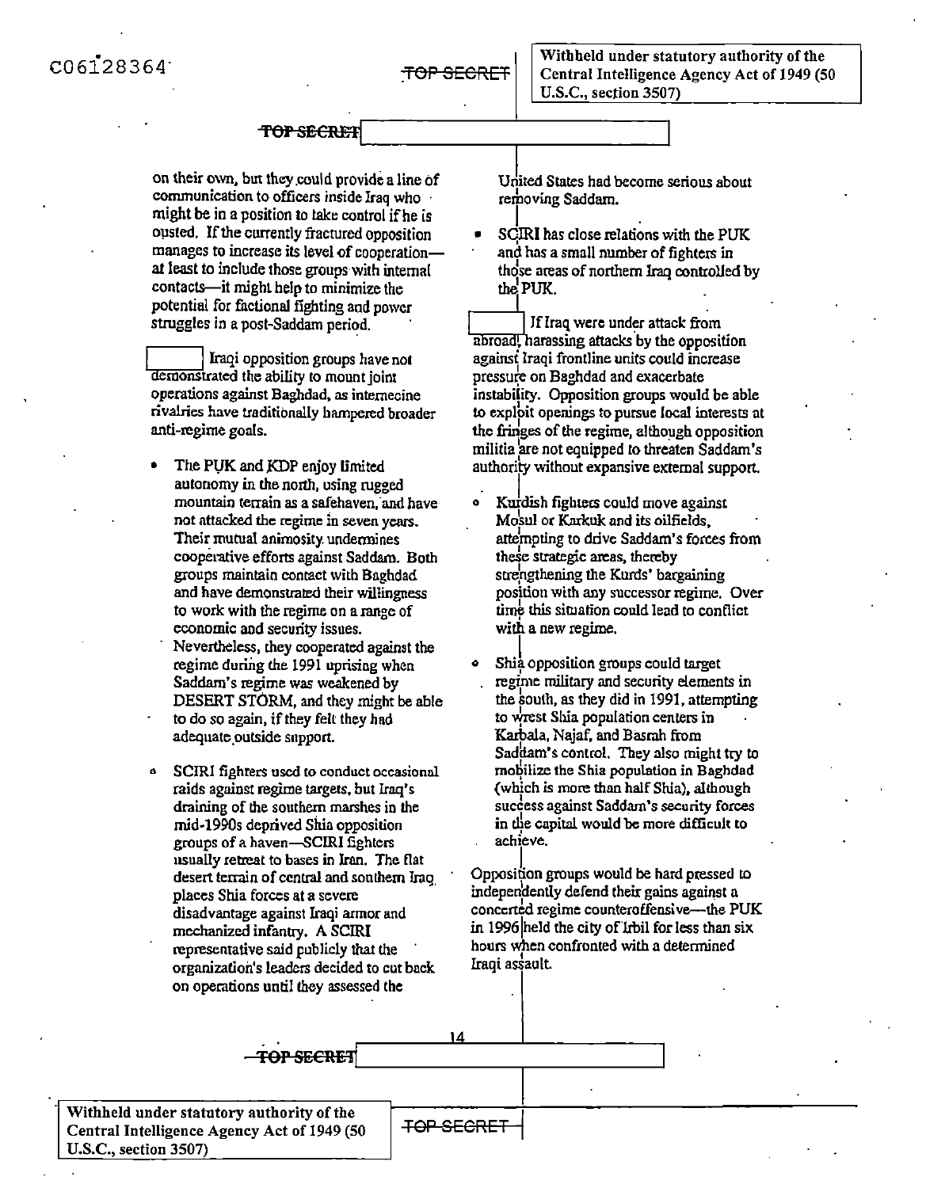on their own, but they could provide a line of communication to officers inside Iraq who might be in a position to take control if he is ousted. If the currently fractured opposition manages to increase its level of cooperation—at least to include those groups with internal contacts—it might help to minimize the potential for factional fighting and power struggles in a post-Saddam period.

Iraqi opposition groups have not demonstrated the ability to mount joint operations against Baghdad, as internecine rivalries have traditionally hampered broader anti-regime goals.

- The PUK and KDP enjoy limited autonomy in the north, using rugged mountain terrain as a safehaven, and have not attacked the regime in seven years. Their mutual animosity undermines cooperative efforts against Saddam. Both groups maintain contact with Baghdad and have demonstrated their willingness to work with the regime on a range of economic and security issues. Nevertheless, they cooperated against the regime during the 1991 uprising when Saddam's regime was weakened by DESERT STORM, and they might be able to do so again, if they felt they had adequate outside support.
- SCIRI fighters used to conduct occasional raids against regime targets, but Iraq's draining of the southern marshes in the mid-1990s deprived Shia opposition groups of a haven—SCIRI fighters usually retreat to bases in Iran. The flat desert terrain of central and southern Iraq places Shia forces at a severe disadvantage against Iraqi armor and mechanized infantry. A SCIRI representative said publicly that the organization's leaders decided to cut back on operations until they assessed the United States had become serious about removing Saddam.
- SCIRI has close relations with the PUK and has a small number of fighters in those areas of northern Iraq controlled by the PUK.

If Iraq were under attack from abroad, harassing attacks by the opposition against Iraqi frontline units could increase pressure on Baghdad and exacerbate instability. Opposition groups would be able to exploit openings to pursue local interests at the fringes of the regime, although opposition militia are not equipped to threaten Saddam's authority without expansive external support.

- Kurdish fighters could move against Mosul or Karkuk and its oilfields, attempting to drive Saddam's forces from these strategic areas, thereby strengthening the Kurds' bargaining position with any successor regime. Over time this situation could lead to conflict with a new regime.
- Shia opposition groups could target regime military and security elements in the south, as they did in 1991, attempting to wrest Shia population centers in Karbala, Najaf, and Basrah from Saddam's control. They also might try to mobilize the Shia population in Baghdad (which is more than half Shia), although success against Saddam's security forces in the capital would be more difficult to achieve.

Opposition groups would be hard pressed to independently defend their gains against a concerted regime counteroffensive—the PUK in 1996 held the city of Irbil for less than six hours when confronted with a determined Iraqi assault.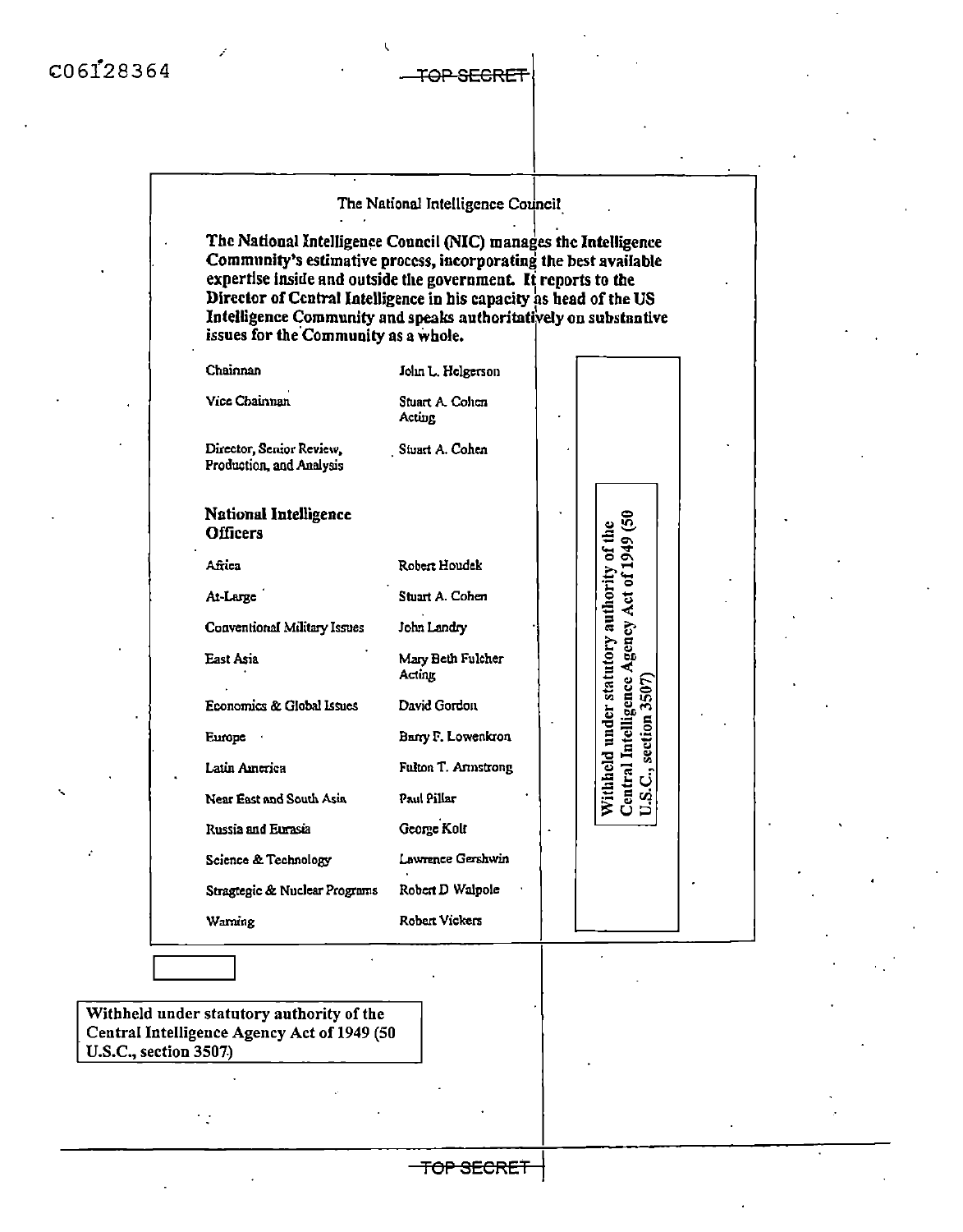C06128364

TOP SECRET

## The National Intelligence Council

**The National Intelligence Council (NIC) manages the Intelligence Community's estimative process, incorporating the best available expertise inside and outside the government. It reports to the Director of Central Intelligence in his capacity as head of the US Intelligence Community and speaks authoritatively on substantive issues for the Community as a whole.**

| | |
|---|---|
| Chairman | John L. Helgerson |
| Vice Chairman | Stuart A. Cohen Acting |
| Director, Senior Review, Production, and Analysis | Stuart A. Cohen |

### National Intelligence Officers

| | |
|---|---|
| Africa | Robert Houdek |
| At-Large | Stuart A. Cohen |
| Conventional Military Issues | John Landry |
| East Asia | Mary Beth Fulcher Acting |
| Economics & Global Issues | David Gordon |
| Europe | Barry F. Lowenkron |
| Latin America | Fulton T. Armstrong |
| Near East and South Asia | Paul Pillar |
| Russia and Eurasia | George Kolt |
| Science & Technology | Lawrence Gershwin |
| Stragtegic & Nuclear Programs | Robert D Walpole |
| Warning | Robert Vickers |

Withheld under statutory authority of the Central Intelligence Agency Act of 1949 (50 U.S.C., section 3507)

Withheld under statutory authority of the Central Intelligence Agency Act of 1949 (50 U.S.C., section 3507)

TOP SECRET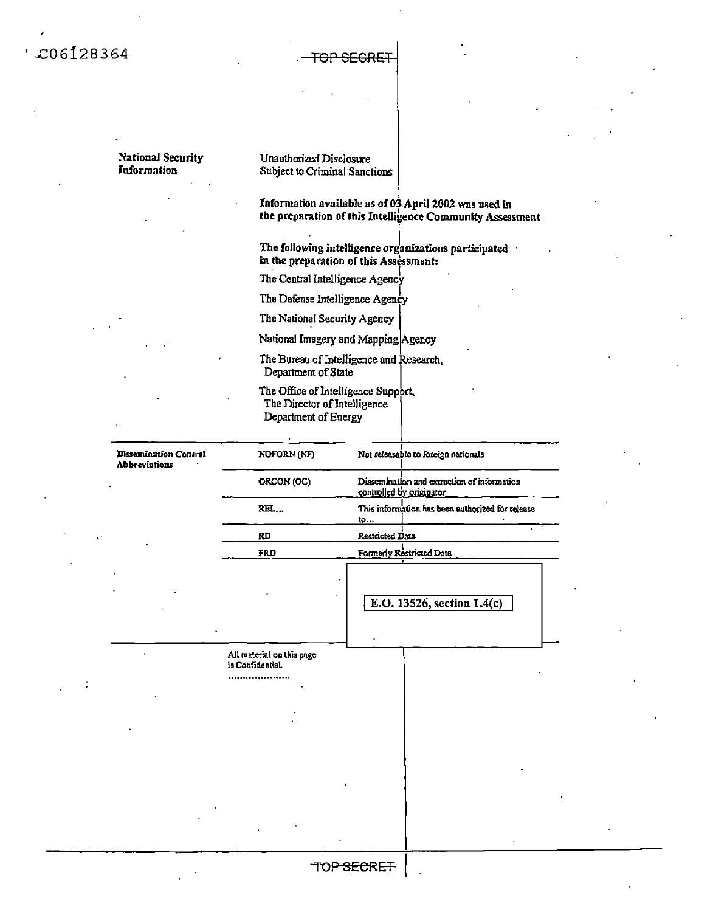C06128364

~~TOP SECRET~~

**National Security Information**

Unauthorized Disclosure
Subject to Criminal Sanctions

**Information available as of 03 April 2002 was used in the preparation of this Intelligence Community Assessment**

**The following intelligence organizations participated in the preparation of this Assessment:**

The Central Intelligence Agency

The Defense Intelligence Agency

The National Security Agency

National Imagery and Mapping Agency

The Bureau of Intelligence and Research, Department of State

The Office of Intelligence Support, The Director of Intelligence Department of Energy

| | | |
|---|---|---|
| **Dissemination Control Abbreviations** | NOFORN (NF) | Not releasable to foreign nationals |
| | ORCON (OC) | Dissemination and extraction of information controlled by originator |
| | REL... | This information has been authorized for release to... |
| | RD | Restricted Data |
| | FRD | Formerly Restricted Data |

E.O. 13526, section 1.4(c)

All material on this page is Confidential.

~~TOP SECRET~~